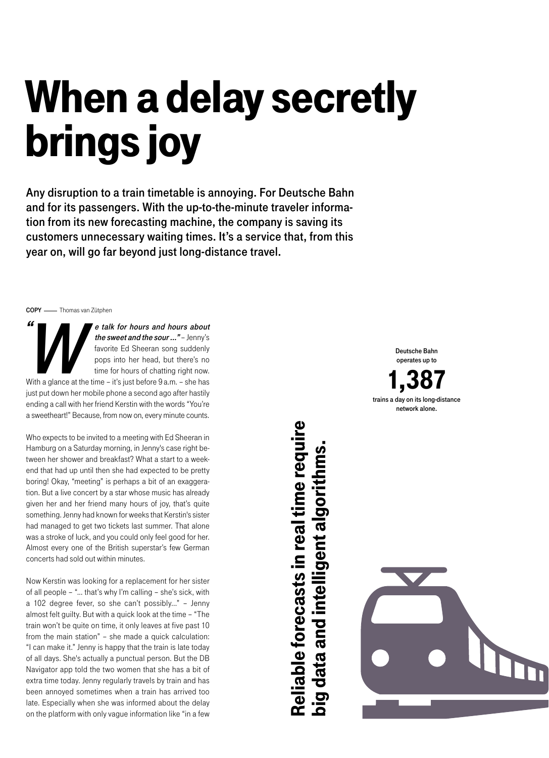# When a delay secretly brings joy

**Any disruption to a train timetable is annoying. For Deutsche Bahn and for its passengers. With the up-to-the-minute traveler information from its new forecasting machine, the company is saving its customers unnecessary waiting times. It's a service that, from this year on, will go far beyond just long-distance travel.**

**COPY** —— Thomas van Zütphen

***"We talk for hours and hours about the sweet and the sour ..."*** – Jenny's favorite Ed Sheeran song suddenly pops into her head, but there's no time for hours of chatting right now. With a glance at the time – it's just before 9 a.m. – she has just put down her mobile phone a second ago after hastily ending a call with her friend Kerstin with the words "You're a sweetheart!" Because, from now on, every minute counts.

Who expects to be invited to a meeting with Ed Sheeran in Hamburg on a Saturday morning, in Jenny's case right between her shower and breakfast? What a start to a weekend that had up until then she had expected to be pretty boring! Okay, "meeting" is perhaps a bit of an exaggeration. But a live concert by a star whose music has already given her and her friend many hours of joy, that's quite something. Jenny had known for weeks that Kerstin's sister had managed to get two tickets last summer. That alone was a stroke of luck, and you could only feel good for her. Almost every one of the British superstar's few German concerts had sold out within minutes.

Now Kerstin was looking for a replacement for her sister of all people – "... that's why I'm calling – she's sick, with a 102 degree fever, so she can't possibly..." – Jenny almost felt guilty. But with a quick look at the time – "The train won't be quite on time, it only leaves at five past 10 from the main station" – she made a quick calculation: "I can make it." Jenny is happy that the train is late today of all days. She's actually a punctual person. But the DB Navigator app told the two women that she has a bit of extra time today. Jenny regularly travels by train and has been annoyed sometimes when a train has arrived too late. Especially when she was informed about the delay on the platform with only vague information like "in a few

**Reliable forecasts in real time require big data and intelligent algorithms.**

Deutsche Bahn operates up to

**1,387**

trains a day on its long-distance network alone.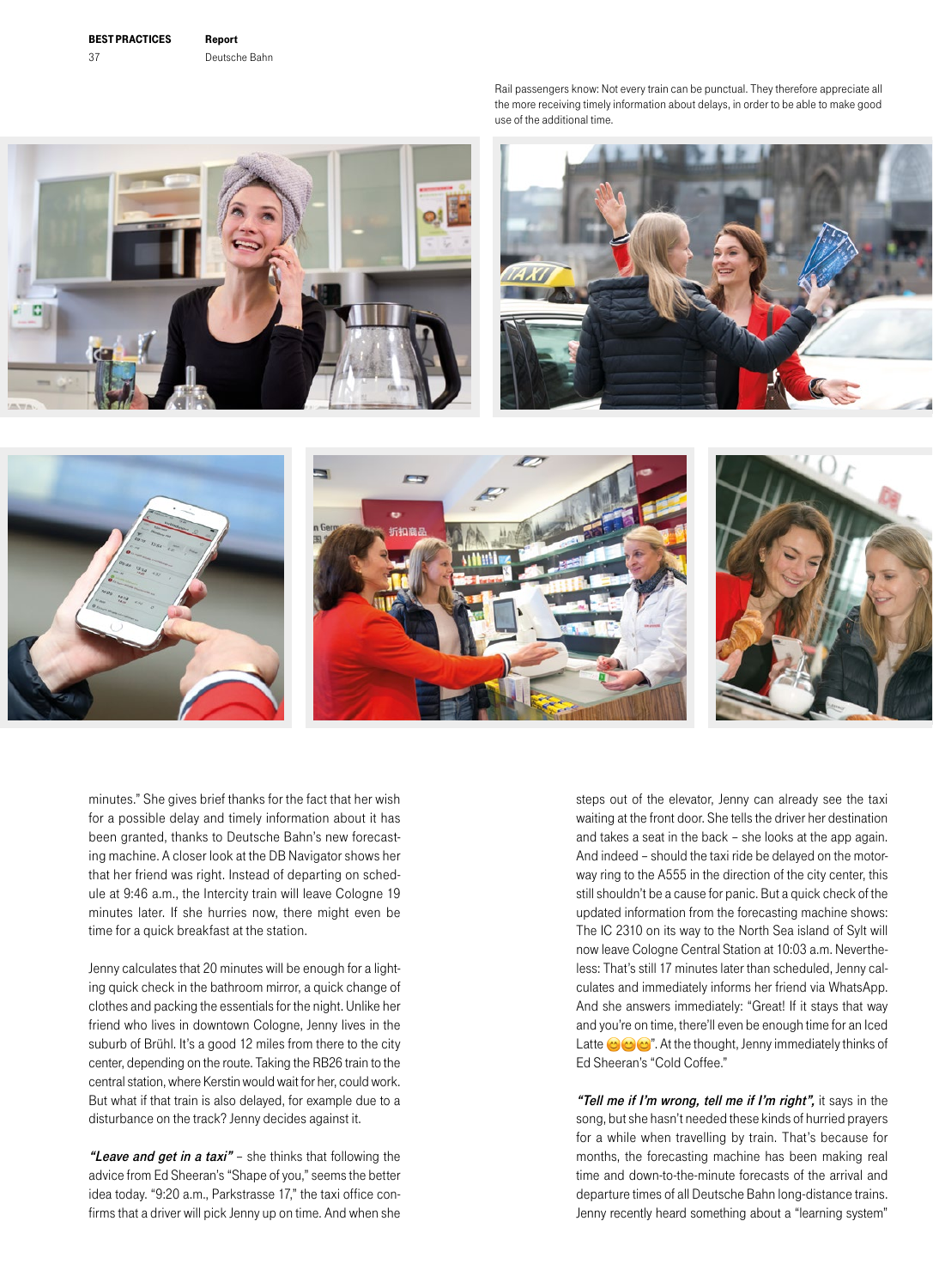Rail passengers know: Not every train can be punctual. They therefore appreciate all the more receiving timely information about delays, in order to be able to make good use of the additional time.

minutes." She gives brief thanks for the fact that her wish for a possible delay and timely information about it has been granted, thanks to Deutsche Bahn's new forecasting machine. A closer look at the DB Navigator shows her that her friend was right. Instead of departing on schedule at 9:46 a.m., the Intercity train will leave Cologne 19 minutes later. If she hurries now, there might even be time for a quick breakfast at the station.

Jenny calculates that 20 minutes will be enough for a lightning quick check in the bathroom mirror, a quick change of clothes and packing the essentials for the night. Unlike her friend who lives in downtown Cologne, Jenny lives in the suburb of Brühl. It's a good 12 miles from there to the city center, depending on the route. Taking the RB26 train to the central station, where Kerstin would wait for her, could work. But what if that train is also delayed, for example due to a disturbance on the track? Jenny decides against it.

***"Leave and get in a taxi"*** – she thinks that following the advice from Ed Sheeran's "Shape of you," seems the better idea today. "9:20 a.m., Parkstrasse 17," the taxi office confirms that a driver will pick Jenny up on time. And when she steps out of the elevator, Jenny can already see the taxi waiting at the front door. She tells the driver her destination and takes a seat in the back – she looks at the app again. And indeed – should the taxi ride be delayed on the motorway ring to the A555 in the direction of the city center, this still shouldn't be a cause for panic. But a quick check of the updated information from the forecasting machine shows: The IC 2310 on its way to the North Sea island of Sylt will now leave Cologne Central Station at 10:03 a.m. Nevertheless: That's still 17 minutes later than scheduled, Jenny calculates and immediately informs her friend via WhatsApp. And she answers immediately: "Great! If it stays that way and you're on time, there'll even be enough time for an Iced Latte 😊😊😊". At the thought, Jenny immediately thinks of Ed Sheeran's "Cold Coffee."

***"Tell me if I'm wrong, tell me if I'm right",*** it says in the song, but she hasn't needed these kinds of hurried prayers for a while when travelling by train. That's because for months, the forecasting machine has been making real time and down-to-the-minute forecasts of the arrival and departure times of all Deutsche Bahn long-distance trains. Jenny recently heard something about a "learning system"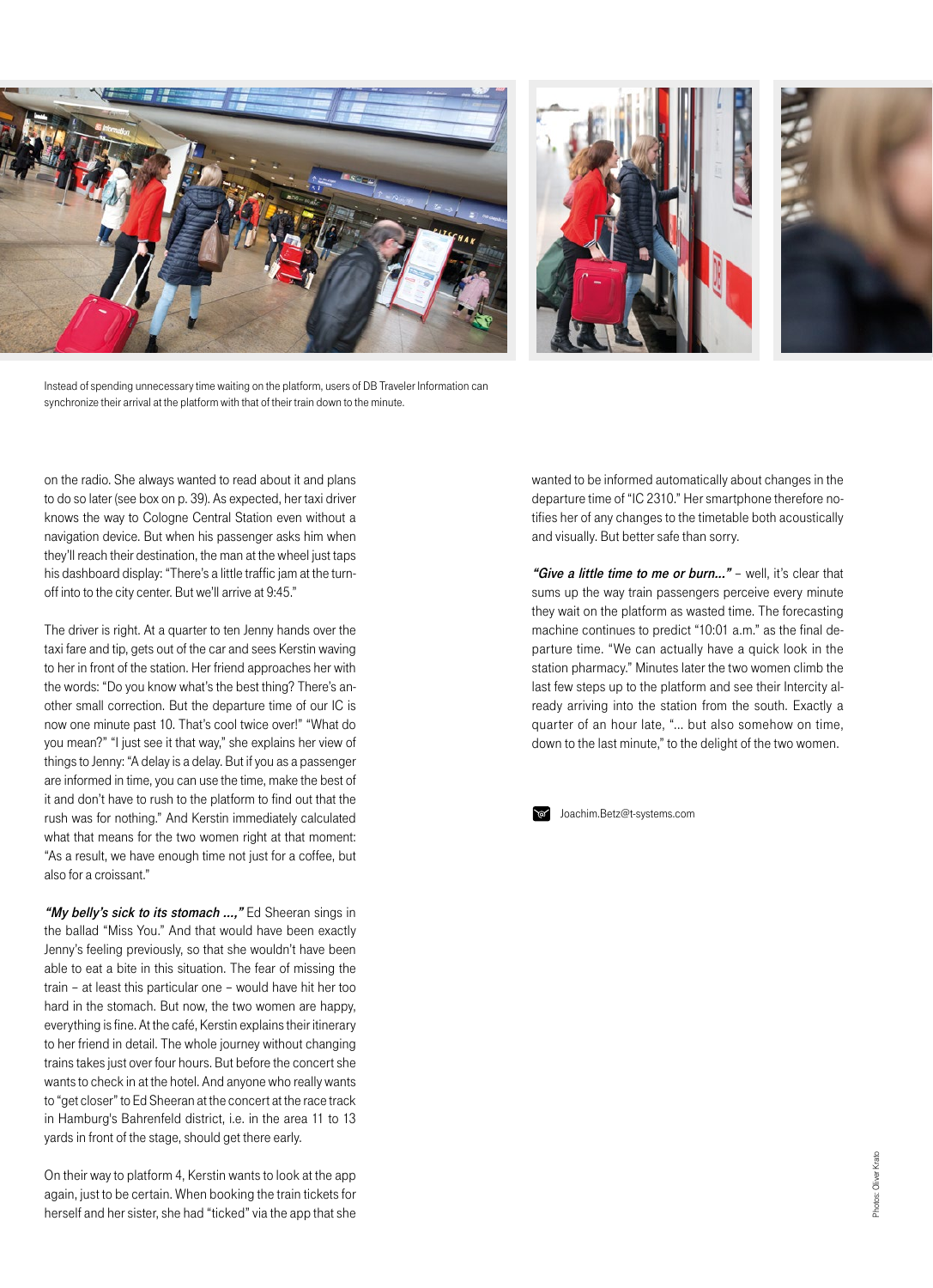Instead of spending unnecessary time waiting on the platform, users of DB Traveler Information can synchronize their arrival at the platform with that of their train down to the minute.

on the radio. She always wanted to read about it and plans to do so later (see box on p. 39). As expected, her taxi driver knows the way to Cologne Central Station even without a navigation device. But when his passenger asks him when they'll reach their destination, the man at the wheel just taps his dashboard display: "There's a little traffic jam at the turn-off into to the city center. But we'll arrive at 9:45."

The driver is right. At a quarter to ten Jenny hands over the taxi fare and tip, gets out of the car and sees Kerstin waving to her in front of the station. Her friend approaches her with the words: "Do you know what's the best thing? There's another small correction. But the departure time of our IC is now one minute past 10. That's cool twice over!" "What do you mean?" "I just see it that way," she explains her view of things to Jenny: "A delay is a delay. But if you as a passenger are informed in time, you can use the time, make the best of it and don't have to rush to the platform to find out that the rush was for nothing." And Kerstin immediately calculated what that means for the two women right at that moment: "As a result, we have enough time not just for a coffee, but also for a croissant."

***"My belly's sick to its stomach ...,"*** Ed Sheeran sings in the ballad "Miss You." And that would have been exactly Jenny's feeling previously, so that she wouldn't have been able to eat a bite in this situation. The fear of missing the train – at least this particular one – would have hit her too hard in the stomach. But now, the two women are happy, everything is fine. At the café, Kerstin explains their itinerary to her friend in detail. The whole journey without changing trains takes just over four hours. But before the concert she wants to check in at the hotel. And anyone who really wants to "get closer" to Ed Sheeran at the concert at the race track in Hamburg's Bahrenfeld district, i.e. in the area 11 to 13 yards in front of the stage, should get there early.

On their way to platform 4, Kerstin wants to look at the app again, just to be certain. When booking the train tickets for herself and her sister, she had "ticked" via the app that she wanted to be informed automatically about changes in the departure time of "IC 2310." Her smartphone therefore notifies her of any changes to the timetable both acoustically and visually. But better safe than sorry.

***"Give a little time to me or burn..."*** – well, it's clear that sums up the way train passengers perceive every minute they wait on the platform as wasted time. The forecasting machine continues to predict "10:01 a.m." as the final departure time. "We can actually have a quick look in the station pharmacy." Minutes later the two women climb the last few steps up to the platform and see their Intercity already arriving into the station from the south. Exactly a quarter of an hour late, "... but also somehow on time, down to the last minute," to the delight of the two women.

Joachim.Betz@t-systems.com

Photos: Oliver Krato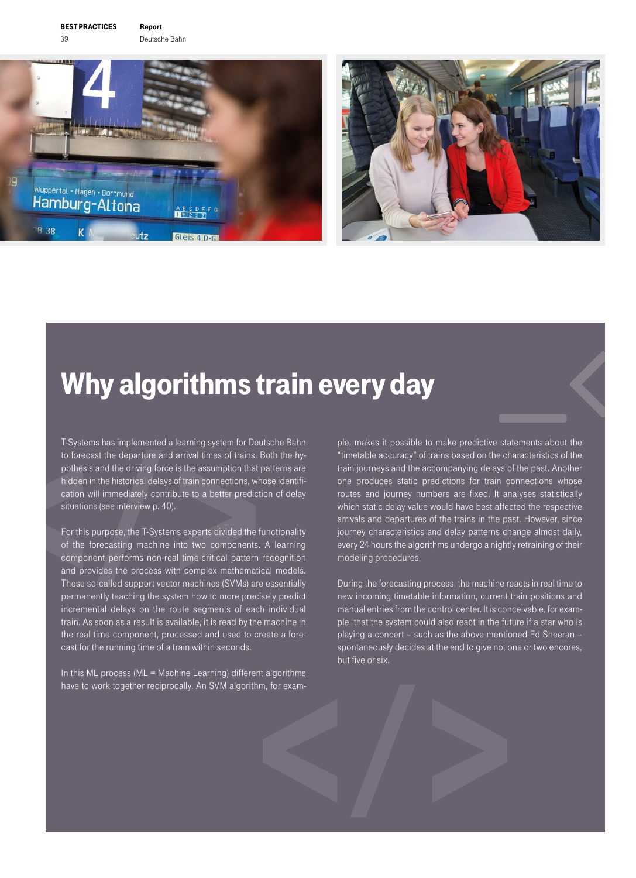# Why algorithms train every day

T-Systems has implemented a learning system for Deutsche Bahn to forecast the departure and arrival times of trains. Both the hypothesis and the driving force is the assumption that patterns are hidden in the historical delays of train connections, whose identification will immediately contribute to a better prediction of delay situations (see interview p. 40).

For this purpose, the T-Systems experts divided the functionality of the forecasting machine into two components. A learning component performs non-real time-critical pattern recognition and provides the process with complex mathematical models. These so-called support vector machines (SVMs) are essentially permanently teaching the system how to more precisely predict incremental delays on the route segments of each individual train. As soon as a result is available, it is read by the machine in the real time component, processed and used to create a forecast for the running time of a train within seconds.

In this ML process (ML = Machine Learning) different algorithms have to work together reciprocally. An SVM algorithm, for example, makes it possible to make predictive statements about the "timetable accuracy" of trains based on the characteristics of the train journeys and the accompanying delays of the past. Another one produces static predictions for train connections whose routes and journey numbers are fixed. It analyses statistically which static delay value would have best affected the respective arrivals and departures of the trains in the past. However, since journey characteristics and delay patterns change almost daily, every 24 hours the algorithms undergo a nightly retraining of their modeling procedures.

During the forecasting process, the machine reacts in real time to new incoming timetable information, current train positions and manual entries from the control center. It is conceivable, for example, that the system could also react in the future if a star who is playing a concert – such as the above mentioned Ed Sheeran – spontaneously decides at the end to give not one or two encores, but five or six.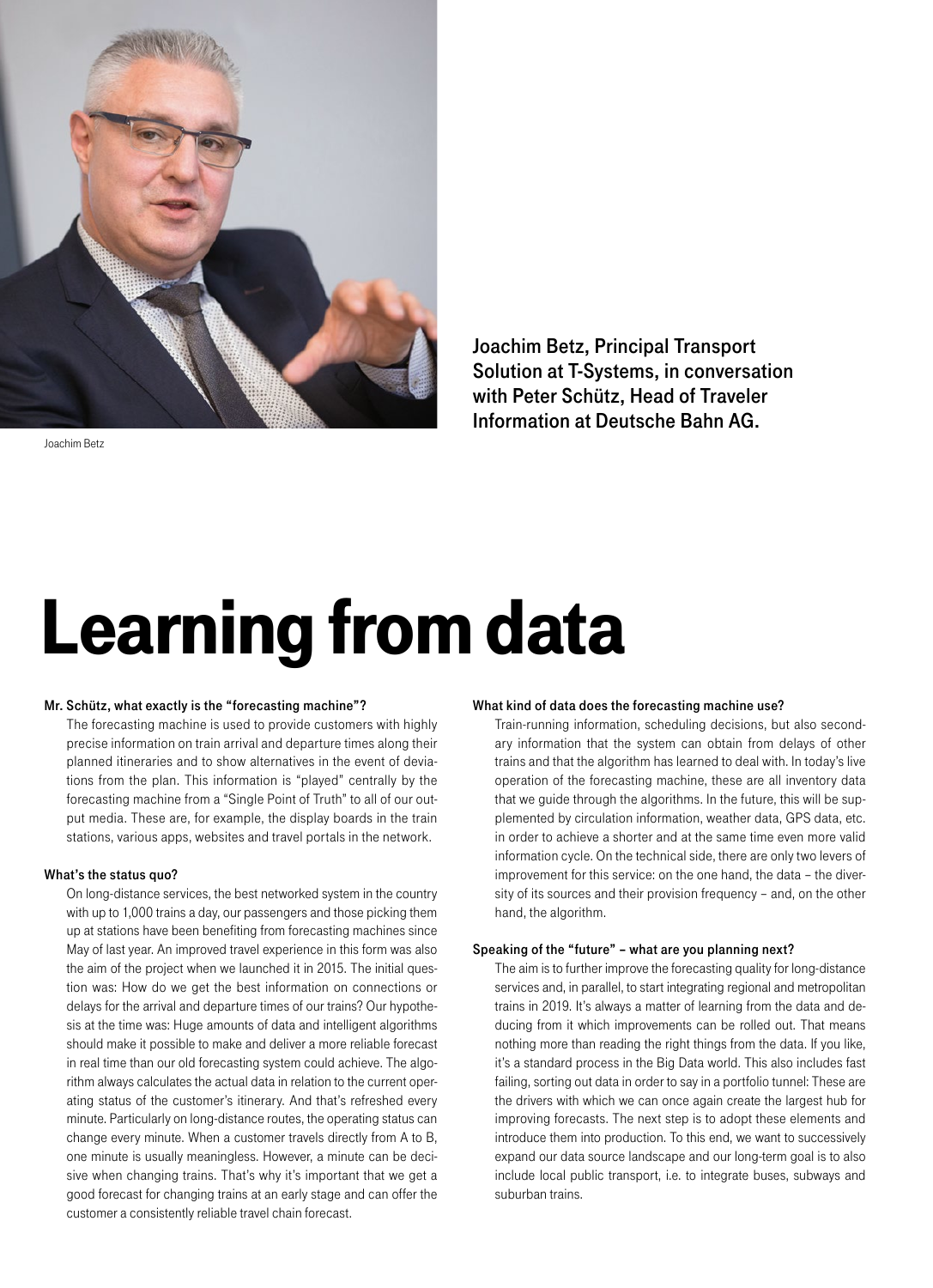Joachim Betz

**Joachim Betz, Principal Transport Solution at T-Systems, in conversation with Peter Schütz, Head of Traveler Information at Deutsche Bahn AG.**

# Learning from data

**Mr. Schütz, what exactly is the “forecasting machine”?**

The forecasting machine is used to provide customers with highly precise information on train arrival and departure times along their planned itineraries and to show alternatives in the event of deviations from the plan. This information is “played” centrally by the forecasting machine from a “Single Point of Truth” to all of our output media. These are, for example, the display boards in the train stations, various apps, websites and travel portals in the network.

**What’s the status quo?**

On long-distance services, the best networked system in the country with up to 1,000 trains a day, our passengers and those picking them up at stations have been benefiting from forecasting machines since May of last year. An improved travel experience in this form was also the aim of the project when we launched it in 2015. The initial question was: How do we get the best information on connections or delays for the arrival and departure times of our trains? Our hypothesis at the time was: Huge amounts of data and intelligent algorithms should make it possible to make and deliver a more reliable forecast in real time than our old forecasting system could achieve. The algorithm always calculates the actual data in relation to the current operating status of the customer’s itinerary. And that’s refreshed every minute. Particularly on long-distance routes, the operating status can change every minute. When a customer travels directly from A to B, one minute is usually meaningless. However, a minute can be decisive when changing trains. That’s why it’s important that we get a good forecast for changing trains at an early stage and can offer the customer a consistently reliable travel chain forecast.

**What kind of data does the forecasting machine use?**

Train-running information, scheduling decisions, but also secondary information that the system can obtain from delays of other trains and that the algorithm has learned to deal with. In today’s live operation of the forecasting machine, these are all inventory data that we guide through the algorithms. In the future, this will be supplemented by circulation information, weather data, GPS data, etc. in order to achieve a shorter and at the same time even more valid information cycle. On the technical side, there are only two levers of improvement for this service: on the one hand, the data – the diversity of its sources and their provision frequency – and, on the other hand, the algorithm.

**Speaking of the “future” – what are you planning next?**

The aim is to further improve the forecasting quality for long-distance services and, in parallel, to start integrating regional and metropolitan trains in 2019. It’s always a matter of learning from the data and deducing from it which improvements can be rolled out. That means nothing more than reading the right things from the data. If you like, it’s a standard process in the Big Data world. This also includes fast failing, sorting out data in order to say in a portfolio tunnel: These are the drivers with which we can once again create the largest hub for improving forecasts. The next step is to adopt these elements and introduce them into production. To this end, we want to successively expand our data source landscape and our long-term goal is to also include local public transport, i.e. to integrate buses, subways and suburban trains.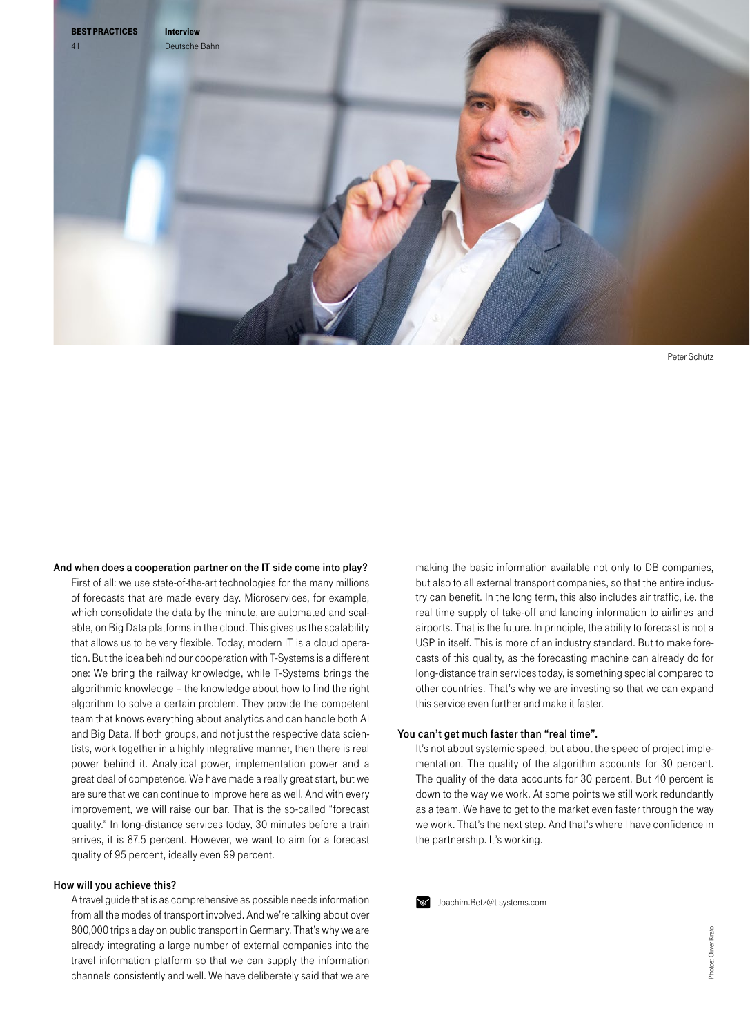Peter Schütz

**And when does a cooperation partner on the IT side come into play?**

First of all: we use state-of-the-art technologies for the many millions of forecasts that are made every day. Microservices, for example, which consolidate the data by the minute, are automated and scalable, on Big Data platforms in the cloud. This gives us the scalability that allows us to be very flexible. Today, modern IT is a cloud operation. But the idea behind our cooperation with T-Systems is a different one: We bring the railway knowledge, while T-Systems brings the algorithmic knowledge – the knowledge about how to find the right algorithm to solve a certain problem. They provide the competent team that knows everything about analytics and can handle both AI and Big Data. If both groups, and not just the respective data scientists, work together in a highly integrative manner, then there is real power behind it. Analytical power, implementation power and a great deal of competence. We have made a really great start, but we are sure that we can continue to improve here as well. And with every improvement, we will raise our bar. That is the so-called "forecast quality." In long-distance services today, 30 minutes before a train arrives, it is 87.5 percent. However, we want to aim for a forecast quality of 95 percent, ideally even 99 percent.

**How will you achieve this?**

A travel guide that is as comprehensive as possible needs information from all the modes of transport involved. And we're talking about over 800,000 trips a day on public transport in Germany. That's why we are already integrating a large number of external companies into the travel information platform so that we can supply the information channels consistently and well. We have deliberately said that we are making the basic information available not only to DB companies, but also to all external transport companies, so that the entire industry can benefit. In the long term, this also includes air traffic, i.e. the real time supply of take-off and landing information to airlines and airports. That is the future. In principle, the ability to forecast is not a USP in itself. This is more of an industry standard. But to make forecasts of this quality, as the forecasting machine can already do for long-distance train services today, is something special compared to other countries. That's why we are investing so that we can expand this service even further and make it faster.

**You can't get much faster than "real time".**

It's not about systemic speed, but about the speed of project implementation. The quality of the algorithm accounts for 30 percent. The quality of the data accounts for 30 percent. But 40 percent is down to the way we work. At some points we still work redundantly as a team. We have to get to the market even faster through the way we work. That's the next step. And that's where I have confidence in the partnership. It's working.

Joachim.Betz@t-systems.com

Photos: Oliver Krato